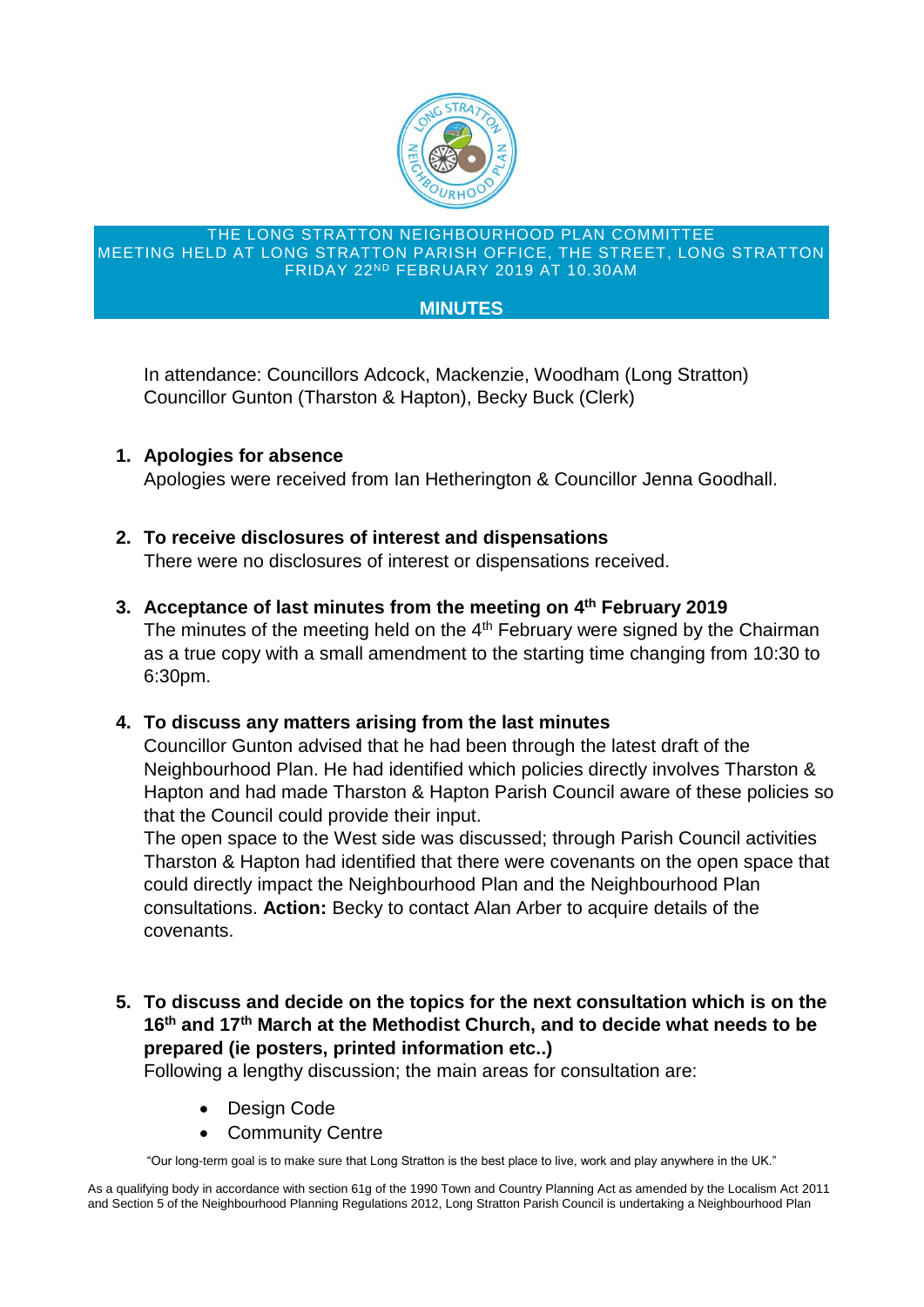THE LONG STRATTON NEIGHBOURHOOD PLAN COMMITTEE
MEETING HELD AT LONG STRATTON PARISH OFFICE, THE STREET, LONG STRATTON
FRIDAY 22ND FEBRUARY 2019 AT 10.30AM

# MINUTES

In attendance: Councillors Adcock, Mackenzie, Woodham (Long Stratton)
Councillor Gunton (Tharston & Hapton), Becky Buck (Clerk)

1. **Apologies for absence**
   Apologies were received from Ian Hetherington & Councillor Jenna Goodhall.

2. **To receive disclosures of interest and dispensations**
   There were no disclosures of interest or dispensations received.

3. **Acceptance of last minutes from the meeting on 4th February 2019**
   The minutes of the meeting held on the 4th February were signed by the Chairman as a true copy with a small amendment to the starting time changing from 10:30 to 6:30pm.

4. **To discuss any matters arising from the last minutes**
   Councillor Gunton advised that he had been through the latest draft of the Neighbourhood Plan. He had identified which policies directly involves Tharston & Hapton and had made Tharston & Hapton Parish Council aware of these policies so that the Council could provide their input.
   The open space to the West side was discussed; through Parish Council activities Tharston & Hapton had identified that there were covenants on the open space that could directly impact the Neighbourhood Plan and the Neighbourhood Plan consultations. **Action:** Becky to contact Alan Arber to acquire details of the covenants.

5. **To discuss and decide on the topics for the next consultation which is on the 16th and 17th March at the Methodist Church, and to decide what needs to be prepared (ie posters, printed information etc..)**
   Following a lengthy discussion; the main areas for consultation are:

   - Design Code
   - Community Centre

"Our long-term goal is to make sure that Long Stratton is the best place to live, work and play anywhere in the UK."

As a qualifying body in accordance with section 61g of the 1990 Town and Country Planning Act as amended by the Localism Act 2011 and Section 5 of the Neighbourhood Planning Regulations 2012, Long Stratton Parish Council is undertaking a Neighbourhood Plan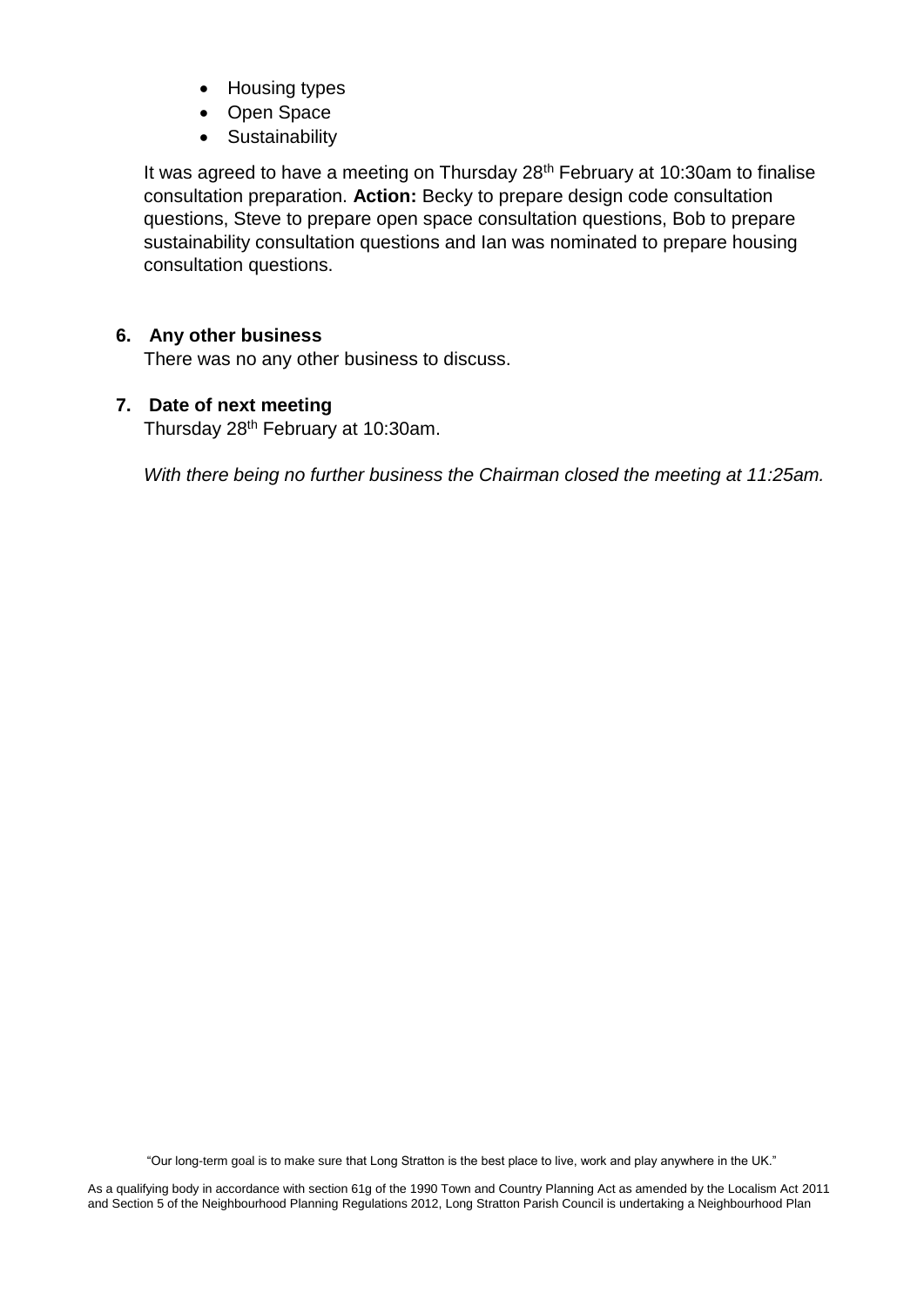- Housing types
- Open Space
- Sustainability

It was agreed to have a meeting on Thursday 28th February at 10:30am to finalise consultation preparation. **Action:** Becky to prepare design code consultation questions, Steve to prepare open space consultation questions, Bob to prepare sustainability consultation questions and Ian was nominated to prepare housing consultation questions.

**6. Any other business**

There was no any other business to discuss.

**7. Date of next meeting**

Thursday 28th February at 10:30am.

*With there being no further business the Chairman closed the meeting at 11:25am.*

"Our long-term goal is to make sure that Long Stratton is the best place to live, work and play anywhere in the UK."

As a qualifying body in accordance with section 61g of the 1990 Town and Country Planning Act as amended by the Localism Act 2011 and Section 5 of the Neighbourhood Planning Regulations 2012, Long Stratton Parish Council is undertaking a Neighbourhood Plan